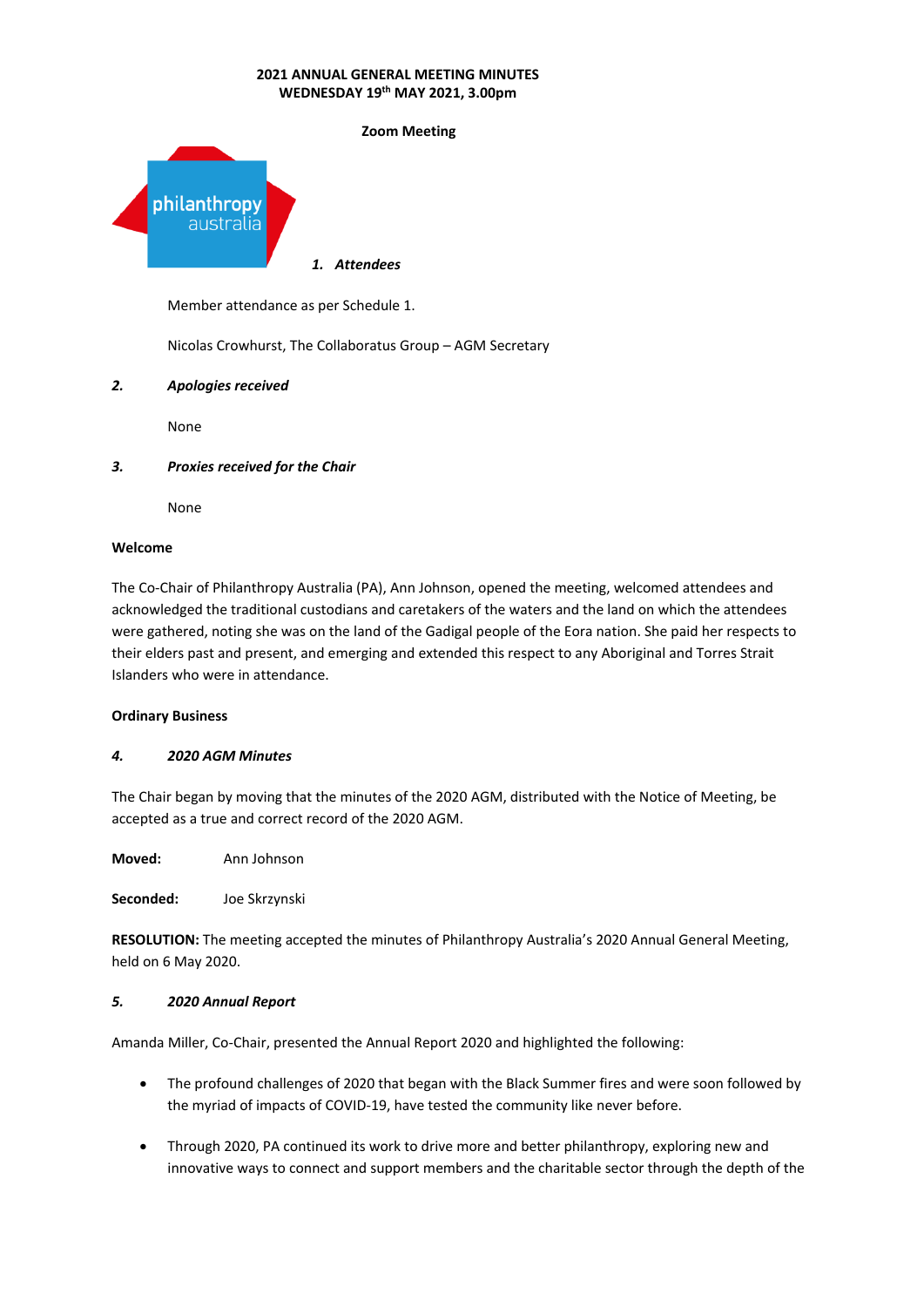**2021 ANNUAL GENERAL MEETING MINUTES**
**WEDNESDAY 19th MAY 2021, 3.00pm**

**Zoom Meeting**

1. ***Attendees***

Member attendance as per Schedule 1.

Nicolas Crowhurst, The Collaboratus Group – AGM Secretary

2. ***Apologies received***

None

3. ***Proxies received for the Chair***

None

**Welcome**

The Co-Chair of Philanthropy Australia (PA), Ann Johnson, opened the meeting, welcomed attendees and acknowledged the traditional custodians and caretakers of the waters and the land on which the attendees were gathered, noting she was on the land of the Gadigal people of the Eora nation. She paid her respects to their elders past and present, and emerging and extended this respect to any Aboriginal and Torres Strait Islanders who were in attendance.

**Ordinary Business**

4. ***2020 AGM Minutes***

The Chair began by moving that the minutes of the 2020 AGM, distributed with the Notice of Meeting, be accepted as a true and correct record of the 2020 AGM.

**Moved:** Ann Johnson

**Seconded:** Joe Skrzynski

**RESOLUTION:** The meeting accepted the minutes of Philanthropy Australia's 2020 Annual General Meeting, held on 6 May 2020.

5. ***2020 Annual Report***

Amanda Miller, Co-Chair, presented the Annual Report 2020 and highlighted the following:

- The profound challenges of 2020 that began with the Black Summer fires and were soon followed by the myriad of impacts of COVID-19, have tested the community like never before.
- Through 2020, PA continued its work to drive more and better philanthropy, exploring new and innovative ways to connect and support members and the charitable sector through the depth of the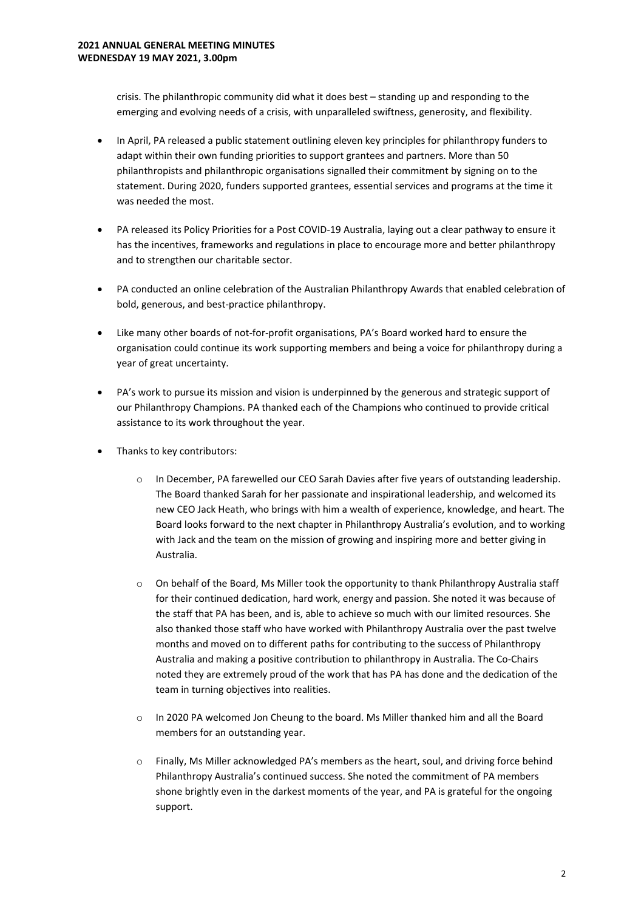crisis. The philanthropic community did what it does best – standing up and responding to the emerging and evolving needs of a crisis, with unparalleled swiftness, generosity, and flexibility.

- In April, PA released a public statement outlining eleven key principles for philanthropy funders to adapt within their own funding priorities to support grantees and partners. More than 50 philanthropists and philanthropic organisations signalled their commitment by signing on to the statement. During 2020, funders supported grantees, essential services and programs at the time it was needed the most.

- PA released its Policy Priorities for a Post COVID-19 Australia, laying out a clear pathway to ensure it has the incentives, frameworks and regulations in place to encourage more and better philanthropy and to strengthen our charitable sector.

- PA conducted an online celebration of the Australian Philanthropy Awards that enabled celebration of bold, generous, and best-practice philanthropy.

- Like many other boards of not-for-profit organisations, PA's Board worked hard to ensure the organisation could continue its work supporting members and being a voice for philanthropy during a year of great uncertainty.

- PA's work to pursue its mission and vision is underpinned by the generous and strategic support of our Philanthropy Champions. PA thanked each of the Champions who continued to provide critical assistance to its work throughout the year.

- Thanks to key contributors:

    - In December, PA farewelled our CEO Sarah Davies after five years of outstanding leadership. The Board thanked Sarah for her passionate and inspirational leadership, and welcomed its new CEO Jack Heath, who brings with him a wealth of experience, knowledge, and heart. The Board looks forward to the next chapter in Philanthropy Australia's evolution, and to working with Jack and the team on the mission of growing and inspiring more and better giving in Australia.

    - On behalf of the Board, Ms Miller took the opportunity to thank Philanthropy Australia staff for their continued dedication, hard work, energy and passion. She noted it was because of the staff that PA has been, and is, able to achieve so much with our limited resources. She also thanked those staff who have worked with Philanthropy Australia over the past twelve months and moved on to different paths for contributing to the success of Philanthropy Australia and making a positive contribution to philanthropy in Australia. The Co-Chairs noted they are extremely proud of the work that has PA has done and the dedication of the team in turning objectives into realities.

    - In 2020 PA welcomed Jon Cheung to the board. Ms Miller thanked him and all the Board members for an outstanding year.

    - Finally, Ms Miller acknowledged PA's members as the heart, soul, and driving force behind Philanthropy Australia's continued success. She noted the commitment of PA members shone brightly even in the darkest moments of the year, and PA is grateful for the ongoing support.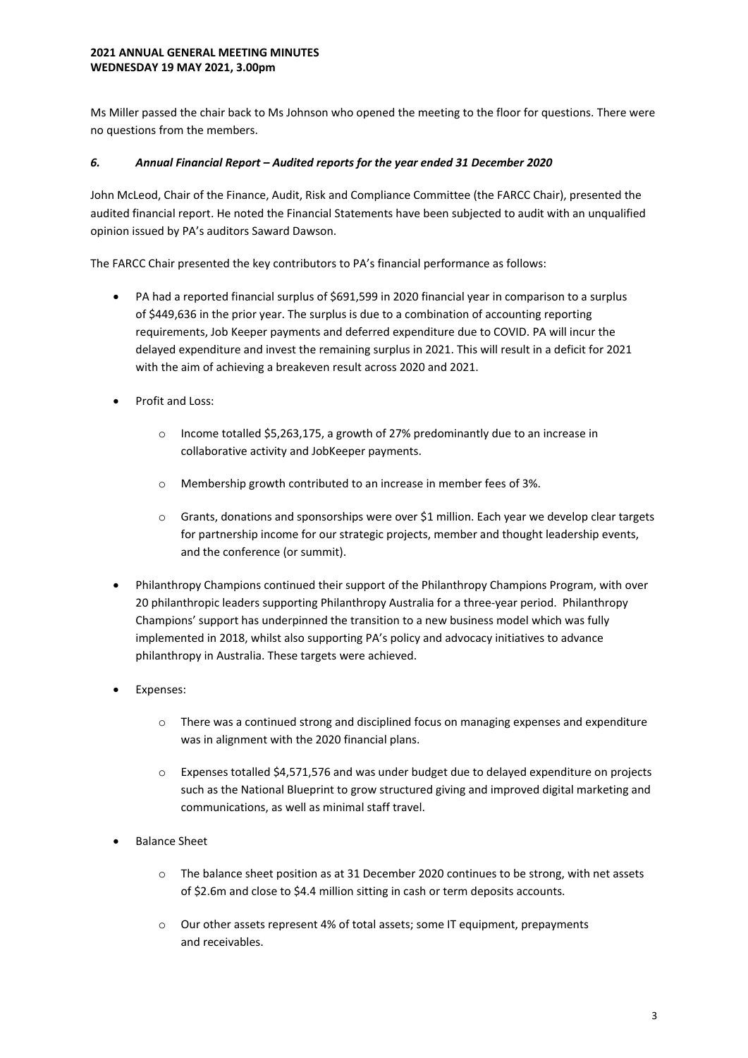Ms Miller passed the chair back to Ms Johnson who opened the meeting to the floor for questions. There were no questions from the members.

### *6. Annual Financial Report – Audited reports for the year ended 31 December 2020*

John McLeod, Chair of the Finance, Audit, Risk and Compliance Committee (the FARCC Chair), presented the audited financial report. He noted the Financial Statements have been subjected to audit with an unqualified opinion issued by PA's auditors Saward Dawson.

The FARCC Chair presented the key contributors to PA's financial performance as follows:

- PA had a reported financial surplus of $691,599 in 2020 financial year in comparison to a surplus of $449,636 in the prior year. The surplus is due to a combination of accounting reporting requirements, Job Keeper payments and deferred expenditure due to COVID. PA will incur the delayed expenditure and invest the remaining surplus in 2021. This will result in a deficit for 2021 with the aim of achieving a breakeven result across 2020 and 2021.
- Profit and Loss:
  - Income totalled $5,263,175, a growth of 27% predominantly due to an increase in collaborative activity and JobKeeper payments.
  - Membership growth contributed to an increase in member fees of 3%.
  - Grants, donations and sponsorships were over $1 million. Each year we develop clear targets for partnership income for our strategic projects, member and thought leadership events, and the conference (or summit).
- Philanthropy Champions continued their support of the Philanthropy Champions Program, with over 20 philanthropic leaders supporting Philanthropy Australia for a three-year period. Philanthropy Champions' support has underpinned the transition to a new business model which was fully implemented in 2018, whilst also supporting PA's policy and advocacy initiatives to advance philanthropy in Australia. These targets were achieved.
- Expenses:
  - There was a continued strong and disciplined focus on managing expenses and expenditure was in alignment with the 2020 financial plans.
  - Expenses totalled $4,571,576 and was under budget due to delayed expenditure on projects such as the National Blueprint to grow structured giving and improved digital marketing and communications, as well as minimal staff travel.
- Balance Sheet
  - The balance sheet position as at 31 December 2020 continues to be strong, with net assets of $2.6m and close to $4.4 million sitting in cash or term deposits accounts.
  - Our other assets represent 4% of total assets; some IT equipment, prepayments and receivables.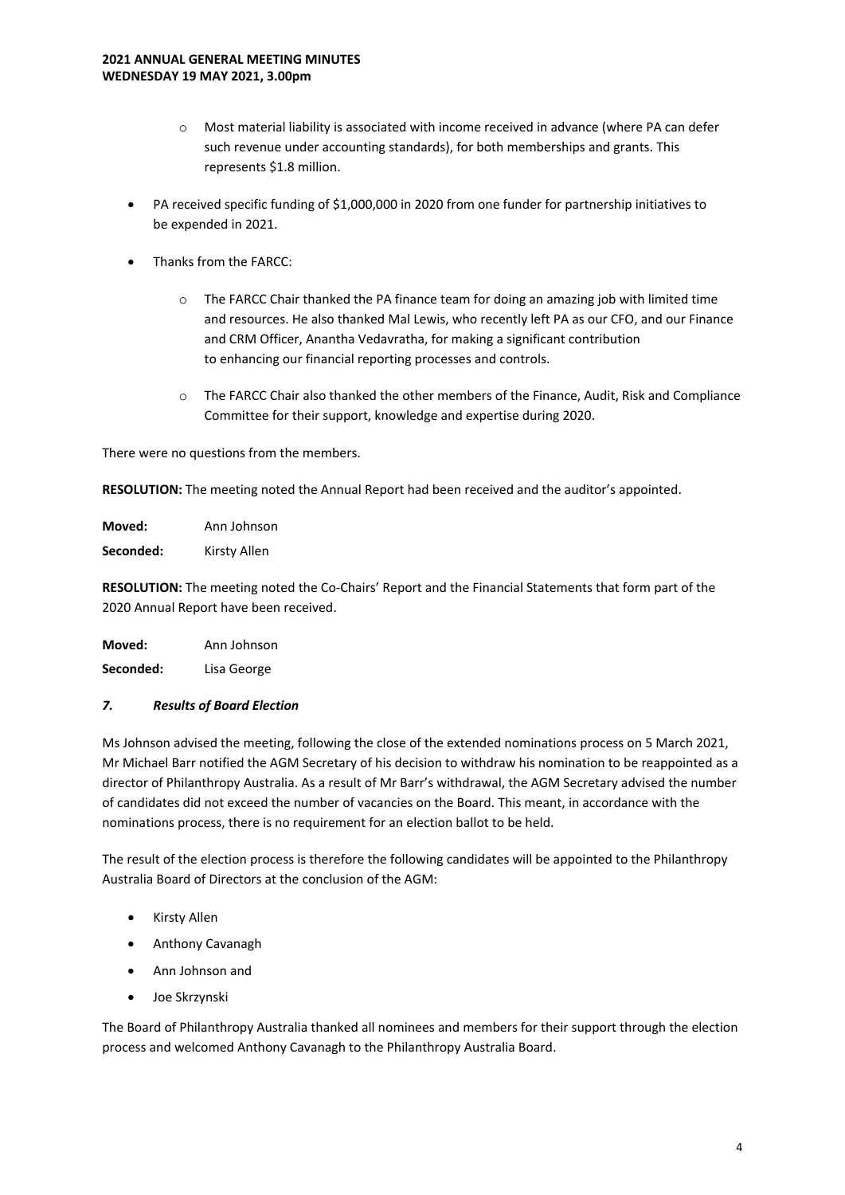- Most material liability is associated with income received in advance (where PA can defer such revenue under accounting standards), for both memberships and grants. This represents $1.8 million.

- PA received specific funding of $1,000,000 in 2020 from one funder for partnership initiatives to be expended in 2021.

- Thanks from the FARCC:

    - The FARCC Chair thanked the PA finance team for doing an amazing job with limited time and resources. He also thanked Mal Lewis, who recently left PA as our CFO, and our Finance and CRM Officer, Anantha Vedavratha, for making a significant contribution to enhancing our financial reporting processes and controls.

    - The FARCC Chair also thanked the other members of the Finance, Audit, Risk and Compliance Committee for their support, knowledge and expertise during 2020.

There were no questions from the members.

**RESOLUTION:** The meeting noted the Annual Report had been received and the auditor's appointed.

**Moved:** Ann Johnson

**Seconded:** Kirsty Allen

**RESOLUTION:** The meeting noted the Co-Chairs' Report and the Financial Statements that form part of the 2020 Annual Report have been received.

**Moved:** Ann Johnson

**Seconded:** Lisa George

### *7. Results of Board Election*

Ms Johnson advised the meeting, following the close of the extended nominations process on 5 March 2021, Mr Michael Barr notified the AGM Secretary of his decision to withdraw his nomination to be reappointed as a director of Philanthropy Australia. As a result of Mr Barr's withdrawal, the AGM Secretary advised the number of candidates did not exceed the number of vacancies on the Board. This meant, in accordance with the nominations process, there is no requirement for an election ballot to be held.

The result of the election process is therefore the following candidates will be appointed to the Philanthropy Australia Board of Directors at the conclusion of the AGM:

- Kirsty Allen
- Anthony Cavanagh
- Ann Johnson and
- Joe Skrzynski

The Board of Philanthropy Australia thanked all nominees and members for their support through the election process and welcomed Anthony Cavanagh to the Philanthropy Australia Board.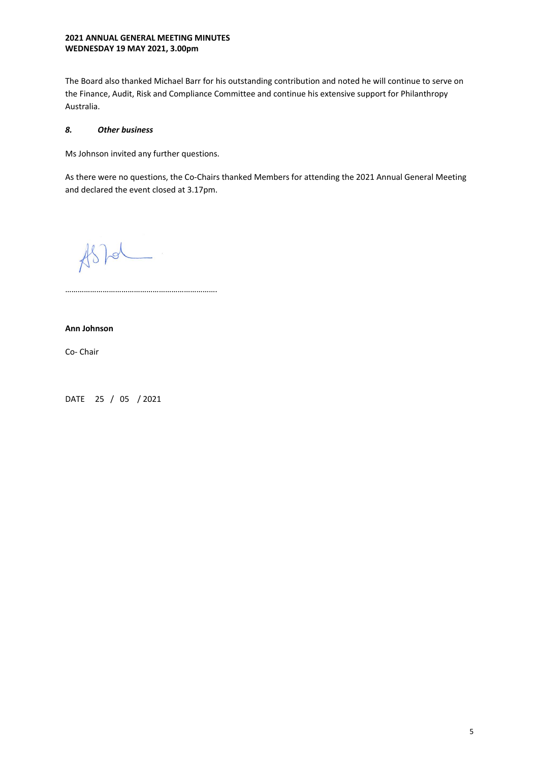The Board also thanked Michael Barr for his outstanding contribution and noted he will continue to serve on the Finance, Audit, Risk and Compliance Committee and continue his extensive support for Philanthropy Australia.

### *8. Other business*

Ms Johnson invited any further questions.

As there were no questions, the Co-Chairs thanked Members for attending the 2021 Annual General Meeting and declared the event closed at 3.17pm.

…………………………………………………………….

**Ann Johnson**

Co- Chair

DATE 25 / 05 / 2021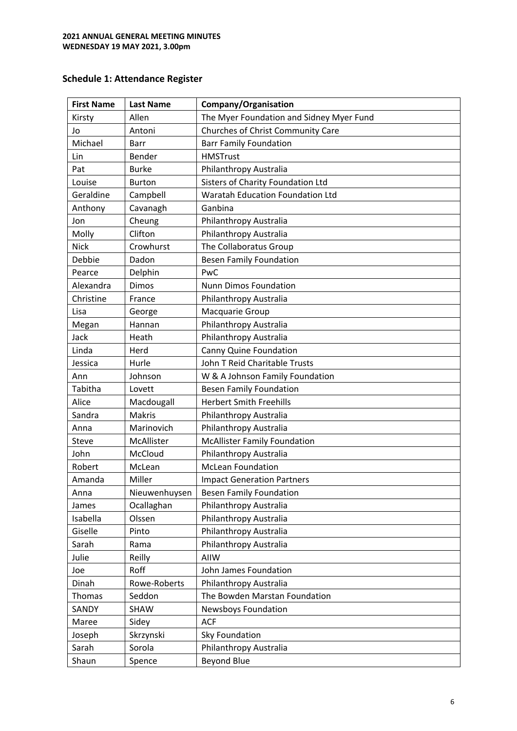**2021 ANNUAL GENERAL MEETING MINUTES**
**WEDNESDAY 19 MAY 2021, 3.00pm**

## Schedule 1: Attendance Register

| First Name | Last Name | Company/Organisation |
|---|---|---|
| Kirsty | Allen | The Myer Foundation and Sidney Myer Fund |
| Jo | Antoni | Churches of Christ Community Care |
| Michael | Barr | Barr Family Foundation |
| Lin | Bender | HMSTrust |
| Pat | Burke | Philanthropy Australia |
| Louise | Burton | Sisters of Charity Foundation Ltd |
| Geraldine | Campbell | Waratah Education Foundation Ltd |
| Anthony | Cavanagh | Ganbina |
| Jon | Cheung | Philanthropy Australia |
| Molly | Clifton | Philanthropy Australia |
| Nick | Crowhurst | The Collaboratus Group |
| Debbie | Dadon | Besen Family Foundation |
| Pearce | Delphin | PwC |
| Alexandra | Dimos | Nunn Dimos Foundation |
| Christine | France | Philanthropy Australia |
| Lisa | George | Macquarie Group |
| Megan | Hannan | Philanthropy Australia |
| Jack | Heath | Philanthropy Australia |
| Linda | Herd | Canny Quine Foundation |
| Jessica | Hurle | John T Reid Charitable Trusts |
| Ann | Johnson | W & A Johnson Family Foundation |
| Tabitha | Lovett | Besen Family Foundation |
| Alice | Macdougall | Herbert Smith Freehills |
| Sandra | Makris | Philanthropy Australia |
| Anna | Marinovich | Philanthropy Australia |
| Steve | McAllister | McAllister Family Foundation |
| John | McCloud | Philanthropy Australia |
| Robert | McLean | McLean Foundation |
| Amanda | Miller | Impact Generation Partners |
| Anna | Nieuwenhuysen | Besen Family Foundation |
| James | Ocallaghan | Philanthropy Australia |
| Isabella | Olssen | Philanthropy Australia |
| Giselle | Pinto | Philanthropy Australia |
| Sarah | Rama | Philanthropy Australia |
| Julie | Reilly | AIIW |
| Joe | Roff | John James Foundation |
| Dinah | Rowe-Roberts | Philanthropy Australia |
| Thomas | Seddon | The Bowden Marstan Foundation |
| SANDY | SHAW | Newsboys Foundation |
| Maree | Sidey | ACF |
| Joseph | Skrzynski | Sky Foundation |
| Sarah | Sorola | Philanthropy Australia |
| Shaun | Spence | Beyond Blue |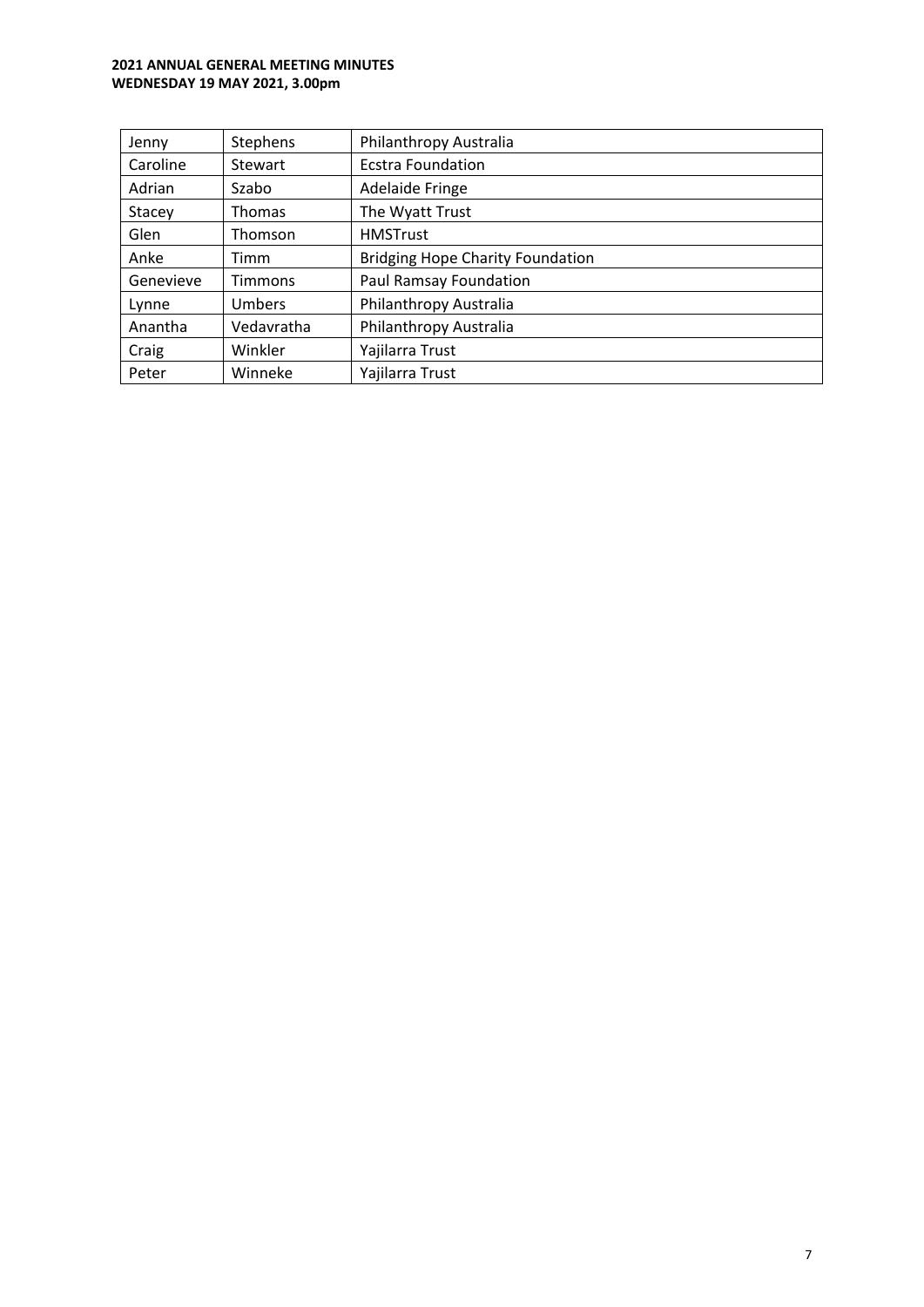| | | |
|---|---|---|
| Jenny | Stephens | Philanthropy Australia |
| Caroline | Stewart | Ecstra Foundation |
| Adrian | Szabo | Adelaide Fringe |
| Stacey | Thomas | The Wyatt Trust |
| Glen | Thomson | HMSTrust |
| Anke | Timm | Bridging Hope Charity Foundation |
| Genevieve | Timmons | Paul Ramsay Foundation |
| Lynne | Umbers | Philanthropy Australia |
| Anantha | Vedavratha | Philanthropy Australia |
| Craig | Winkler | Yajilarra Trust |
| Peter | Winneke | Yajilarra Trust |